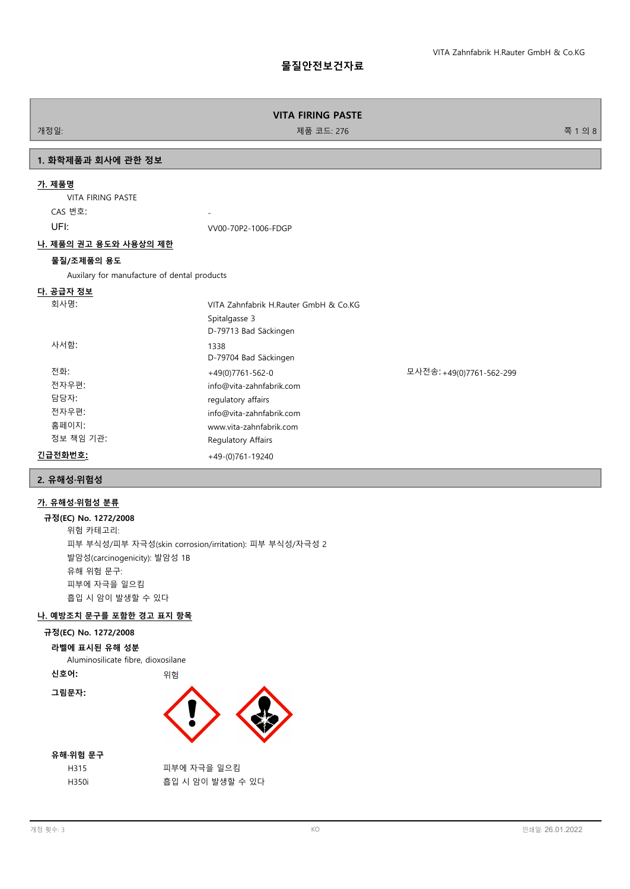# 물질안전보건자료

**VITA FIRING PASTE**

개정일: 제품 코드: 276

## 1. 화학제품과 회사에 관한 정보

### 가. 제품명

VITA FIRING PASTE

| | |
|---|---|
| CAS 번호: | - |
| UFI: | VV00-70P2-1006-FDGP |

### 나. 제품의 권고 용도와 사용상의 제한

**물질/조제품의 용도**

Auxilary for manufacture of dental products

### 다. 공급자 정보

| | |
|---|---|
| 회사명: | VITA Zahnfabrik H.Rauter GmbH & Co.KG<br>Spitalgasse 3<br>D-79713 Bad Säckingen |
| 사서함: | 1338<br>D-79704 Bad Säckingen |
| 전화: | +49(0)7761-562-0 |
| 모사전송: | +49(0)7761-562-299 |
| 전자우편: | info@vita-zahnfabrik.com |
| 담당자: | regulatory affairs |
| 전자우편: | info@vita-zahnfabrik.com |
| 홈페이지: | www.vita-zahnfabrik.com |
| 정보 책임 기관: | Regulatory Affairs |
| **긴급전화번호:** | +49-(0)761-19240 |

## 2. 유해성·위험성

### 가. 유해성·위험성 분류

**규정(EC) No. 1272/2008**

위험 카테고리:

피부 부식성/피부 자극성(skin corrosion/irritation): 피부 부식성/자극성 2

발암성(carcinogenicity): 발암성 1B

유해 위험 문구:

피부에 자극을 일으킴

흡입 시 암이 발생할 수 있다

### 나. 예방조치 문구를 포함한 경고 표지 항목

**규정(EC) No. 1272/2008**

**라벨에 표시된 유해 성분**

Aluminosilicate fibre, dioxosilane

**신호어:** 위험

**그림문자:**

**유해·위험 문구**

| | |
|---|---|
| H315 | 피부에 자극을 일으킴 |
| H350i | 흡입 시 암이 발생할 수 있다 |

개정 횟수: 3 KO 인쇄일: 26.01.2022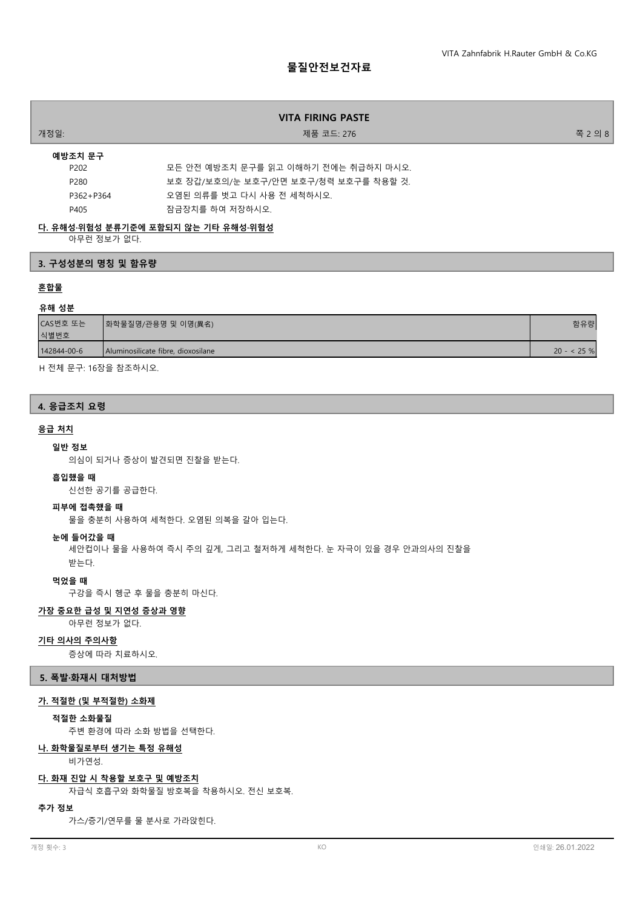#### 예방조치 문구

| | |
|---|---|
| P202 | 모든 안전 예방조치 문구를 읽고 이해하기 전에는 취급하지 마시오. |
| P280 | 보호 장갑/보호의/눈 보호구/안면 보호구/청력 보호구를 착용할 것. |
| P362+P364 | 오염된 의류를 벗고 다시 사용 전 세척하시오. |
| P405 | 잠금장치를 하여 저장하시오. |

### 다. 유해성·위험성 분류기준에 포함되지 않는 기타 유해성·위험성

아무런 정보가 없다.

## 3. 구성성분의 명칭 및 함유량

### 혼합물

#### 유해 성분

| CAS번호 또는 식별번호 | 화학물질명/관용명 및 이명(異名) | 함유량 |
|---|---|---|
| 142844-00-6 | Aluminosilicate fibre, dioxosilane | 20 - < 25 % |

H 전체 문구: 16장을 참조하시오.

## 4. 응급조치 요령

### 응급 처치

#### 일반 정보

의심이 되거나 증상이 발견되면 진찰을 받는다.

#### 흡입했을 때

신선한 공기를 공급한다.

#### 피부에 접촉했을 때

물을 충분히 사용하여 세척한다. 오염된 의복을 갈아 입는다.

#### 눈에 들어갔을 때

세안컵이나 물을 사용하여 즉시 주의 깊게, 그리고 철저하게 세척한다. 눈 자극이 있을 경우 안과의사의 진찰을 받는다.

#### 먹었을 때

구강을 즉시 헹군 후 물을 충분히 마신다.

### 가장 중요한 급성 및 지연성 증상과 영향

아무런 정보가 없다.

### 기타 의사의 주의사항

증상에 따라 치료하시오.

## 5. 폭발·화재시 대처방법

### 가. 적절한 (및 부적절한) 소화제

#### 적절한 소화물질

주변 환경에 따라 소화 방법을 선택한다.

### 나. 화학물질로부터 생기는 특정 유해성

비가연성.

### 다. 화재 진압 시 착용할 보호구 및 예방조치

자급식 호흡구와 화학물질 방호복을 착용하시오. 전신 보호복.

#### 추가 정보

가스/증기/연무를 물 분사로 가라앉힌다.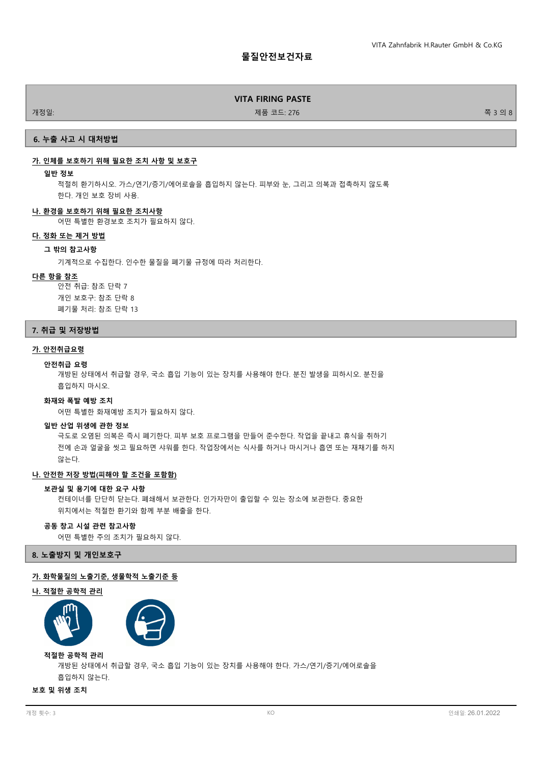## 6. 누출 사고 시 대처방법

### 가. 인체를 보호하기 위해 필요한 조치 사항 및 보호구

**일반 정보**

적절히 환기하시오. 가스/연기/증기/에어로솔을 흡입하지 않는다. 피부와 눈, 그리고 의복과 접촉하지 않도록 한다. 개인 보호 장비 사용.

### 나. 환경을 보호하기 위해 필요한 조치사항

어떤 특별한 환경보호 조치가 필요하지 않다.

### 다. 정화 또는 제거 방법

**그 밖의 참고사항**

기계적으로 수집한다. 인수한 물질을 폐기물 규정에 따라 처리한다.

### 다른 항을 참조

안전 취급: 참조 단락 7
개인 보호구: 참조 단락 8
폐기물 처리: 참조 단락 13

## 7. 취급 및 저장방법

### 가. 안전취급요령

**안전취급 요령**

개방된 상태에서 취급할 경우, 국소 흡입 기능이 있는 장치를 사용해야 한다. 분진 발생을 피하시오. 분진을 흡입하지 마시오.

**화재와 폭발 예방 조치**

어떤 특별한 화재예방 조치가 필요하지 않다.

**일반 산업 위생에 관한 정보**

극도로 오염된 의복은 즉시 폐기한다. 피부 보호 프로그램을 만들어 준수한다. 작업을 끝내고 휴식을 취하기 전에 손과 얼굴을 씻고 필요하면 샤워를 한다. 작업장에서는 식사를 하거나 마시거나 흡연 또는 재채기를 하지 않는다.

### 나. 안전한 저장 방법(피해야 할 조건을 포함함)

**보관실 및 용기에 대한 요구 사항**

컨테이너를 단단히 닫는다. 폐쇄해서 보관한다. 인가자만이 출입할 수 있는 장소에 보관한다. 중요한 위치에서는 적절한 환기와 함께 부분 배출을 한다.

**공동 창고 시설 관련 참고사항**

어떤 특별한 주의 조치가 필요하지 않다.

## 8. 노출방지 및 개인보호구

### 가. 화학물질의 노출기준, 생물학적 노출기준 등

### 나. 적절한 공학적 관리

**적절한 공학적 관리**

개방된 상태에서 취급할 경우, 국소 흡입 기능이 있는 장치를 사용해야 한다. 가스/연기/증기/에어로솔을 흡입하지 않는다.

**보호 및 위생 조치**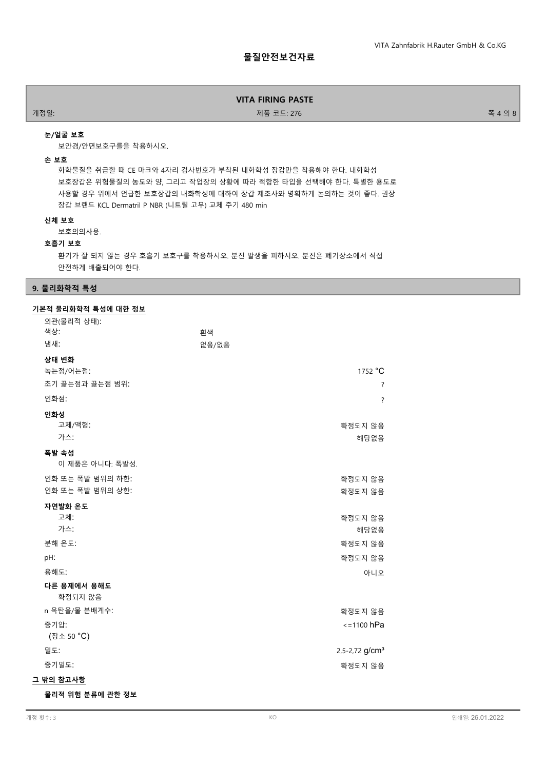**눈/얼굴 보호**

보안경/안면보호구를을 착용하시오.

**손 보호**

화학물질을 취급할 때 CE 마크와 4자리 검사번호가 부착된 내화학성 장갑만을 착용해야 한다. 내화학성 보호장갑은 위험물질의 농도와 양, 그리고 작업장의 상황에 따라 적합한 타입을 선택해야 한다. 특별한 용도로 사용할 경우 위에서 언급한 보호장갑의 내화학성에 대하여 장갑 제조사와 명확하게 논의하는 것이 좋다. 권장 장갑 브랜드 KCL Dermatril P NBR (니트릴 고무) 교체 주기 480 min

**신체 보호**

보호의의사용.

**호흡기 보호**

환기가 잘 되지 않는 경우 호흡기 보호구를 착용하시오. 분진 발생을 피하시오. 분진은 폐기장소에서 직접 안전하게 배출되어야 한다.

## 9. 물리화학적 특성

**기본적 물리화학적 특성에 대한 정보**

외관(물리적 상태):

| | |
|---|---|
| 색상: | 흰색 |
| 냄새: | 없음/없음 |

**상태 변화**

| | |
|---|---|
| 녹는점/어는점: | 1752 °C |
| 초기 끓는점과 끓는점 범위: | ? |
| 인화점: | ? |

**인화성**

| | |
|---|---|
| 고체/액형: | 확정되지 않음 |
| 가스: | 해당없음 |

**폭발 속성**

이 제품은 아니다: 폭발성.

| | |
|---|---|
| 인화 또는 폭발 범위의 하한: | 확정되지 않음 |
| 인화 또는 폭발 범위의 상한: | 확정되지 않음 |

**자연발화 온도**

| | |
|---|---|
| 고체: | 확정되지 않음 |
| 가스: | 해당없음 |
| 분해 온도: | 확정되지 않음 |
| pH: | 확정되지 않음 |
| 용해도: | 아니오 |

**다른 용제에서 용해도**

확정되지 않음

| | |
|---|---|
| n 옥탄올/물 분배계수: | 확정되지 않음 |
| 증기압: (장소 50 °C) | <=1100 hPa |
| 밀도: | 2,5-2,72 g/cm³ |
| 증기밀도: | 확정되지 않음 |

**그 밖의 참고사항**

**물리적 위험 분류에 관한 정보**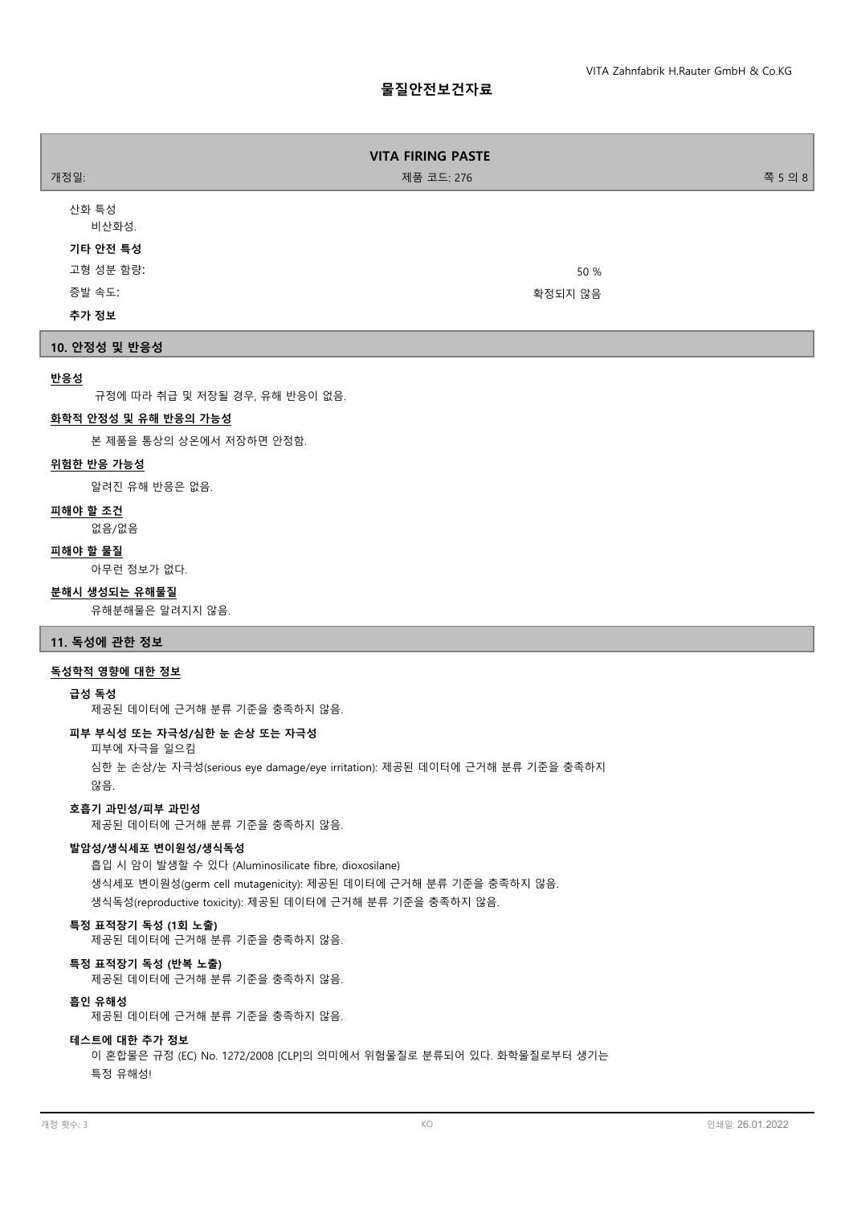산화 특성

비산화성.

**기타 안전 특성**

| | |
|---|---|
| 고형 성분 함량: | 50 % |
| 증발 속도: | 확정되지 않음 |

**추가 정보**

## 10. 안정성 및 반응성

**반응성**

규정에 따라 취급 및 저장될 경우, 유해 반응이 없음.

**화학적 안정성 및 유해 반응의 가능성**

본 제품을 통상의 상온에서 저장하면 안정함.

**위험한 반응 가능성**

알려진 유해 반응은 없음.

**피해야 할 조건**

없음/없음

**피해야 할 물질**

아무런 정보가 없다.

**분해시 생성되는 유해물질**

유해분해물은 알려지지 않음.

## 11. 독성에 관한 정보

**독성학적 영향에 대한 정보**

**급성 독성**

제공된 데이터에 근거해 분류 기준을 충족하지 않음.

**피부 부식성 또는 자극성/심한 눈 손상 또는 자극성**

피부에 자극을 일으킴

심한 눈 손상/눈 자극성(serious eye damage/eye irritation): 제공된 데이터에 근거해 분류 기준을 충족하지 않음.

**호흡기 과민성/피부 과민성**

제공된 데이터에 근거해 분류 기준을 충족하지 않음.

**발암성/생식세포 변이원성/생식독성**

흡입 시 암이 발생할 수 있다 (Aluminosilicate fibre, dioxosilane)

생식세포 변이원성(germ cell mutagenicity): 제공된 데이터에 근거해 분류 기준을 충족하지 않음.

생식독성(reproductive toxicity): 제공된 데이터에 근거해 분류 기준을 충족하지 않음.

**특정 표적장기 독성 (1회 노출)**

제공된 데이터에 근거해 분류 기준을 충족하지 않음.

**특정 표적장기 독성 (반복 노출)**

제공된 데이터에 근거해 분류 기준을 충족하지 않음.

**흡인 유해성**

제공된 데이터에 근거해 분류 기준을 충족하지 않음.

**테스트에 대한 추가 정보**

이 혼합물은 규정 (EC) No. 1272/2008 [CLP]의 의미에서 위험물질로 분류되어 있다. 화학물질로부터 생기는 특정 유해성!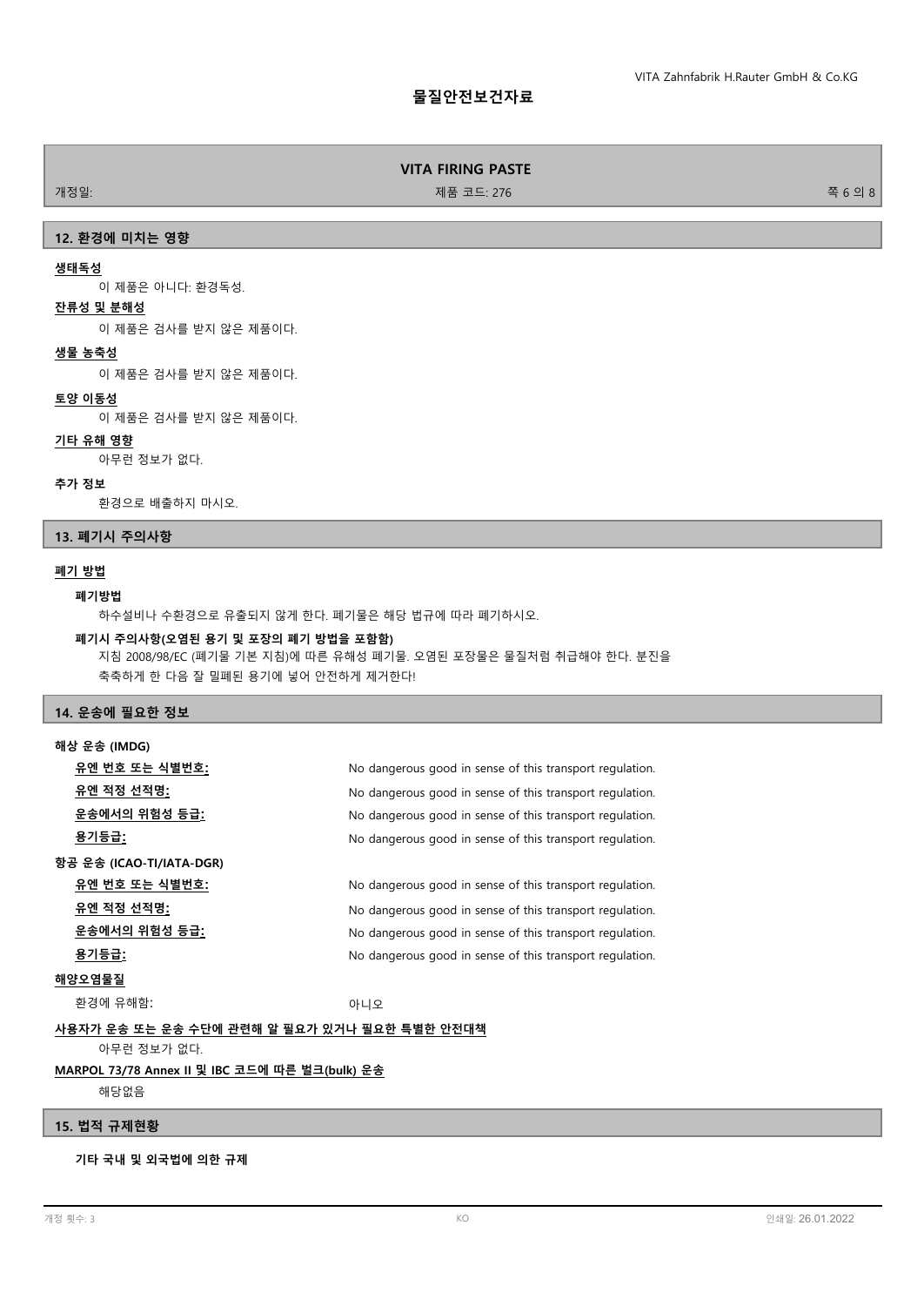## 12. 환경에 미치는 영향

**생태독성**

이 제품은 아니다: 환경독성.

**잔류성 및 분해성**

이 제품은 검사를 받지 않은 제품이다.

**생물 농축성**

이 제품은 검사를 받지 않은 제품이다.

**토양 이동성**

이 제품은 검사를 받지 않은 제품이다.

**기타 유해 영향**

아무런 정보가 없다.

**추가 정보**

환경으로 배출하지 마시오.

## 13. 폐기시 주의사항

**폐기 방법**

**폐기방법**

하수설비나 수환경으로 유출되지 않게 한다. 폐기물은 해당 법규에 따라 폐기하시오.

**폐기시 주의사항(오염된 용기 및 포장의 폐기 방법을 포함함)**

지침 2008/98/EC (폐기물 기본 지침)에 따른 유해성 폐기물. 오염된 포장물은 물질처럼 취급해야 한다. 분진을 축축하게 한 다음 잘 밀폐된 용기에 넣어 안전하게 제거한다!

## 14. 운송에 필요한 정보

**해상 운송 (IMDG)**

| | |
|---|---|
| **유엔 번호 또는 식별번호:** | No dangerous good in sense of this transport regulation. |
| **유엔 적정 선적명:** | No dangerous good in sense of this transport regulation. |
| **운송에서의 위험성 등급:** | No dangerous good in sense of this transport regulation. |
| **용기등급:** | No dangerous good in sense of this transport regulation. |

**항공 운송 (ICAO-TI/IATA-DGR)**

| | |
|---|---|
| **유엔 번호 또는 식별번호:** | No dangerous good in sense of this transport regulation. |
| **유엔 적정 선적명:** | No dangerous good in sense of this transport regulation. |
| **운송에서의 위험성 등급:** | No dangerous good in sense of this transport regulation. |
| **용기등급:** | No dangerous good in sense of this transport regulation. |

**해양오염물질**

환경에 유해함: 아니오

**사용자가 운송 또는 운송 수단에 관련해 알 필요가 있거나 필요한 특별한 안전대책**

아무런 정보가 없다.

**MARPOL 73/78 Annex II 및 IBC 코드에 따른 벌크(bulk) 운송**

해당없음

## 15. 법적 규제현황

**기타 국내 및 외국법에 의한 규제**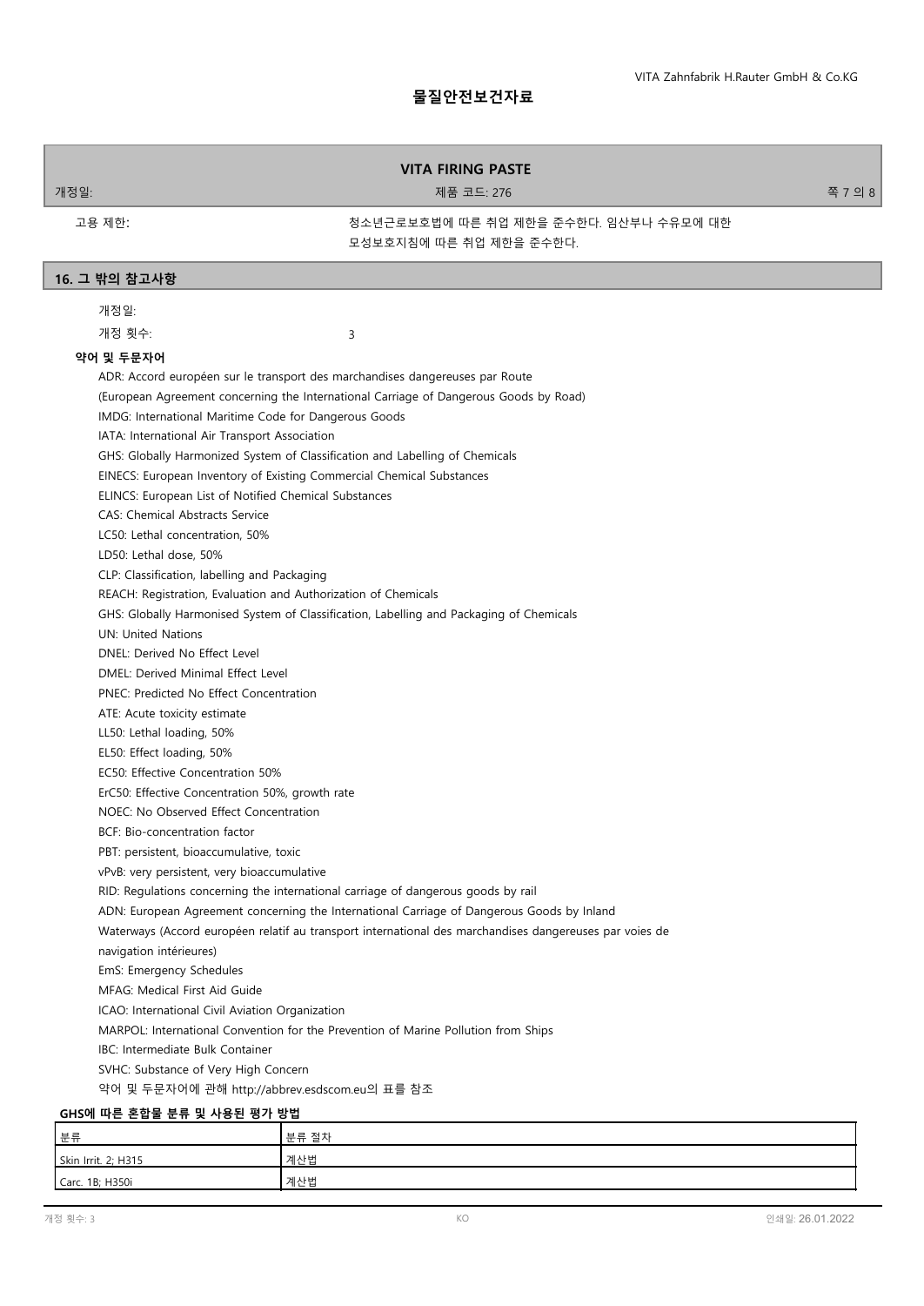고용 제한: 청소년근로보호법에 따른 취업 제한을 준수한다. 임산부나 수유모에 대한 모성보호지침에 따른 취업 제한을 준수한다.

## 16. 그 밖의 참고사항

개정일:

개정 횟수: 3

**약어 및 두문자어**

ADR: Accord européen sur le transport des marchandises dangereuses par Route
(European Agreement concerning the International Carriage of Dangerous Goods by Road)
IMDG: International Maritime Code for Dangerous Goods
IATA: International Air Transport Association
GHS: Globally Harmonized System of Classification and Labelling of Chemicals
EINECS: European Inventory of Existing Commercial Chemical Substances
ELINCS: European List of Notified Chemical Substances
CAS: Chemical Abstracts Service
LC50: Lethal concentration, 50%
LD50: Lethal dose, 50%
CLP: Classification, labelling and Packaging
REACH: Registration, Evaluation and Authorization of Chemicals
GHS: Globally Harmonised System of Classification, Labelling and Packaging of Chemicals
UN: United Nations
DNEL: Derived No Effect Level
DMEL: Derived Minimal Effect Level
PNEC: Predicted No Effect Concentration
ATE: Acute toxicity estimate
LL50: Lethal loading, 50%
EL50: Effect loading, 50%
EC50: Effective Concentration 50%
ErC50: Effective Concentration 50%, growth rate
NOEC: No Observed Effect Concentration
BCF: Bio-concentration factor
PBT: persistent, bioaccumulative, toxic
vPvB: very persistent, very bioaccumulative
RID: Regulations concerning the international carriage of dangerous goods by rail
ADN: European Agreement concerning the International Carriage of Dangerous Goods by Inland Waterways (Accord européen relatif au transport international des marchandises dangereuses par voies de navigation intérieures)
EmS: Emergency Schedules
MFAG: Medical First Aid Guide
ICAO: International Civil Aviation Organization
MARPOL: International Convention for the Prevention of Marine Pollution from Ships
IBC: Intermediate Bulk Container
SVHC: Substance of Very High Concern
약어 및 두문자어에 관해 http://abbrev.esdscom.eu의 표를 참조

**GHS에 따른 혼합물 분류 및 사용된 평가 방법**

| 분류 | 분류 절차 |
|---|---|
| Skin Irrit. 2; H315 | 계산법 |
| Carc. 1B; H350i | 계산법 |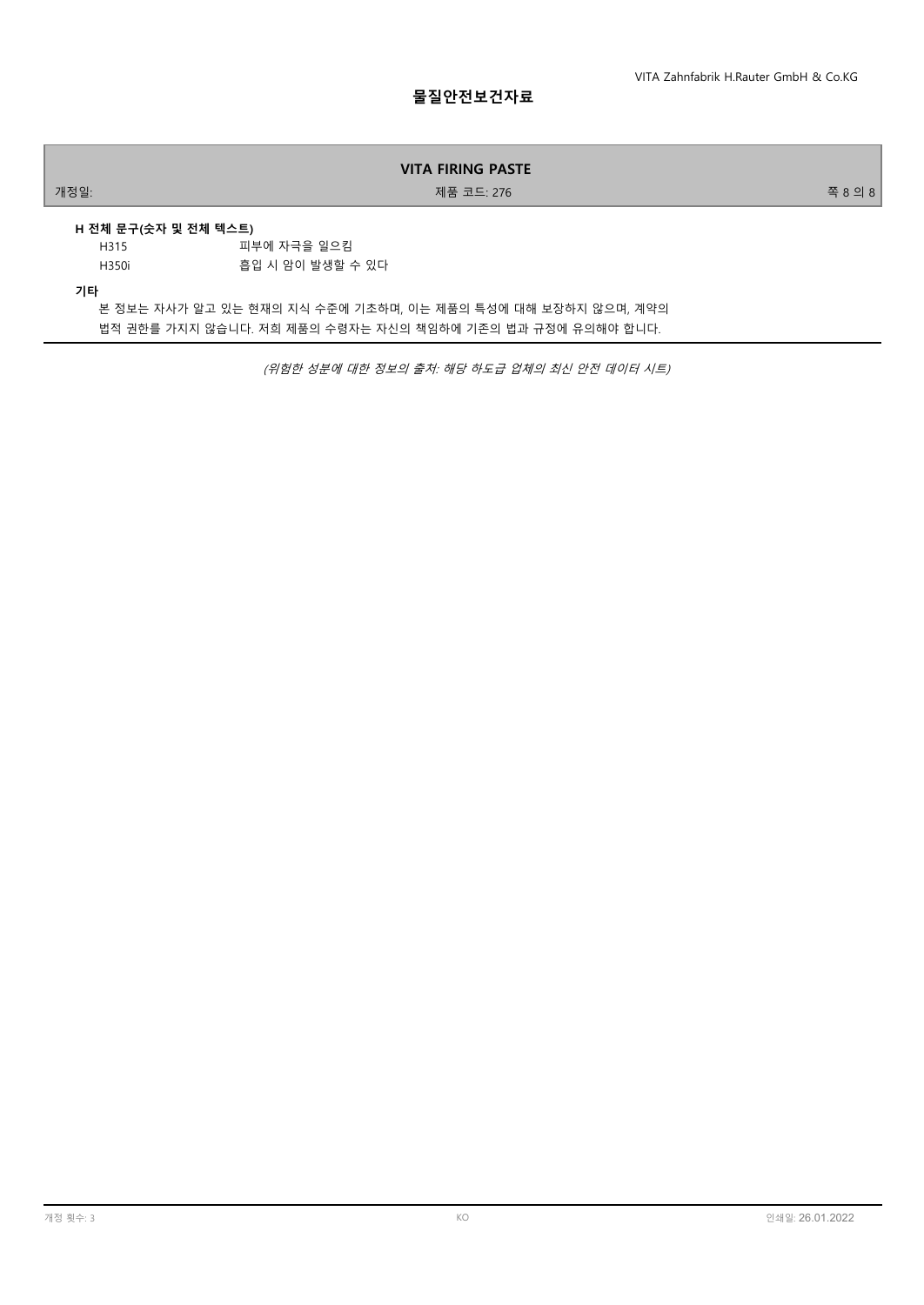**H 전체 문구(숫자 및 전체 텍스트)**

| | |
|---|---|
| H315 | 피부에 자극을 일으킴 |
| H350i | 흡입 시 암이 발생할 수 있다 |

**기타**

본 정보는 자사가 알고 있는 현재의 지식 수준에 기초하며, 이는 제품의 특성에 대해 보장하지 않으며, 계약의 법적 권한를 가지지 않습니다. 저희 제품의 수령자는 자신의 책임하에 기존의 법과 규정에 유의해야 합니다.

*(위험한 성분에 대한 정보의 출처: 해당 하도급 업체의 최신 안전 데이터 시트)*